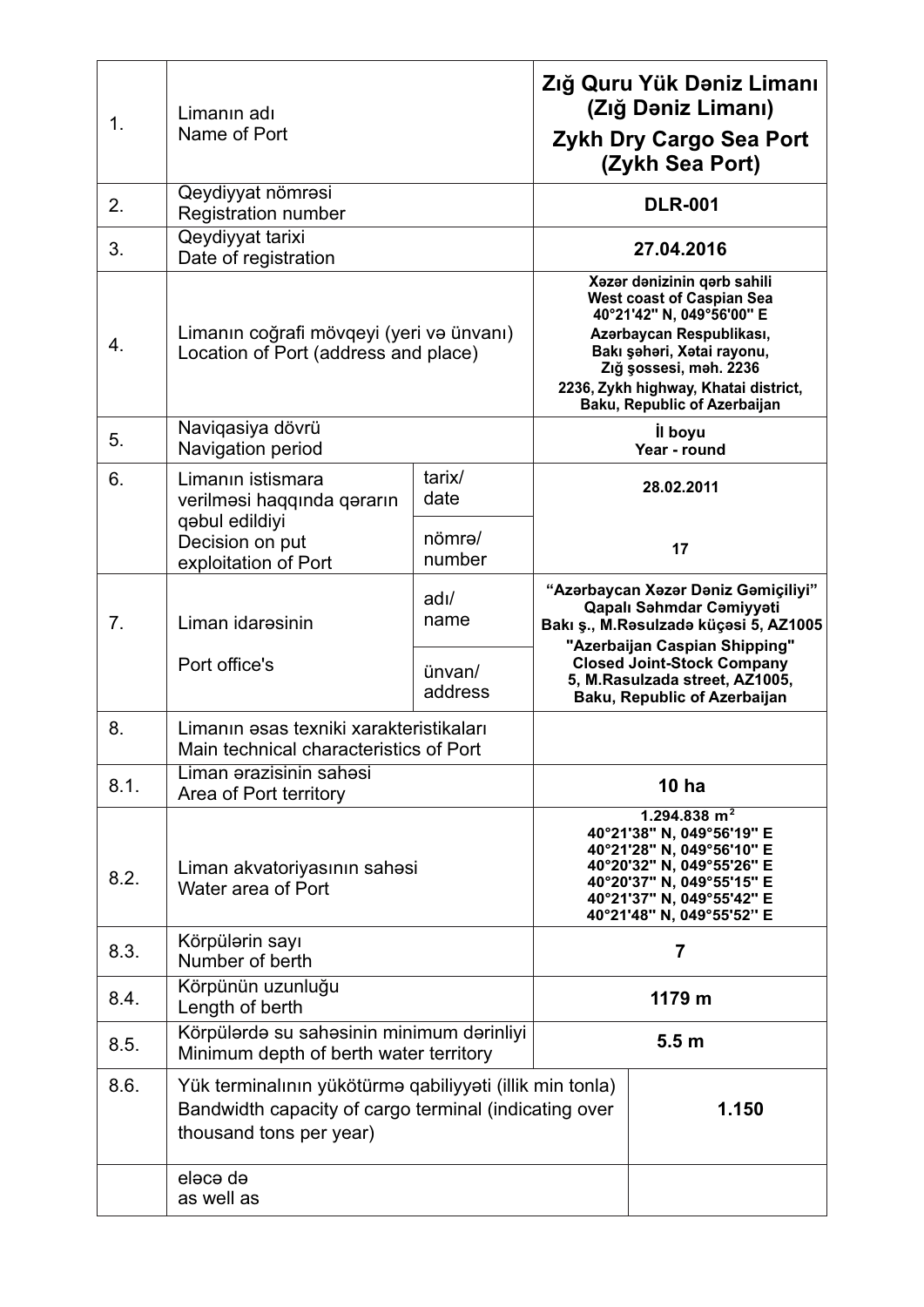| | | | |
|---|---|---|---|
| 1. | Limanın adı<br>Name of Port | | **Zığ Quru Yük Dəniz Limanı (Zığ Dəniz Limanı)**<br>**Zykh Dry Cargo Sea Port (Zykh Sea Port)** |
| 2. | Qeydiyyat nömrəsi<br>Registration number | | **DLR-001** |
| 3. | Qeydiyyat tarixi<br>Date of registration | | **27.04.2016** |
| 4. | Limanın coğrafi mövqeyi (yeri və ünvanı)<br>Location of Port (address and place) | | **Xəzər dənizinin qərb sahili**<br>**West coast of Caspian Sea**<br>**40°21'42" N, 049°56'00" E**<br>**Azərbaycan Respublikası, Bakı şəhəri, Xətai rayonu, Zığ şossesi, məh. 2236**<br>**2236, Zykh highway, Khatai district, Baku, Republic of Azerbaijan** |
| 5. | Naviqasiya dövrü<br>Navigation period | | **İl boyu**<br>**Year - round** |
| 6. | Limanın istismara verilməsi haqqında qərarın qəbul edildiyi<br>Decision on put exploitation of Port | tarix/<br>date | **28.02.2011** |
| | | nömrə/<br>number | **17** |
| 7. | Liman idarəsinin<br>Port office's | adı/<br>name | **"Azərbaycan Xəzər Dəniz Gəmiçiliyi" Qapalı Səhmdar Cəmiyyəti**<br>**Bakı ş., M.Rəsulzadə küçəsi 5, AZ1005**<br>**"Azerbaijan Caspian Shipping" Closed Joint-Stock Company**<br>**5, M.Rasulzada street, AZ1005, Baku, Republic of Azerbaijan** |
| | | ünvan/<br>address | |
| 8. | Limanın əsas texniki xarakteristikaları<br>Main technical characteristics of Port | | |
| 8.1. | Liman ərazisinin sahəsi<br>Area of Port territory | | **10 ha** |
| 8.2. | Liman akvatoriyasının sahəsi<br>Water area of Port | | **1.294.838 m$^2$**<br>**40°21'38" N, 049°56'19" E**<br>**40°21'28" N, 049°56'10" E**<br>**40°20'32" N, 049°55'26" E**<br>**40°20'37" N, 049°55'15" E**<br>**40°21'37" N, 049°55'42" E**<br>**40°21'48" N, 049°55'52" E** |
| 8.3. | Körpülərin sayı<br>Number of berth | | **7** |
| 8.4. | Körpünün uzunluğu<br>Length of berth | | **1179 m** |
| 8.5. | Körpülərdə su sahəsinin minimum dərinliyi<br>Minimum depth of berth water territory | | **5.5 m** |
| 8.6. | Yük terminalının yükötürmə qabiliyyəti (illik min tonla)<br>Bandwidth capacity of cargo terminal (indicating over thousand tons per year) | | **1.150** |
| | eləcə də<br>as well as | | |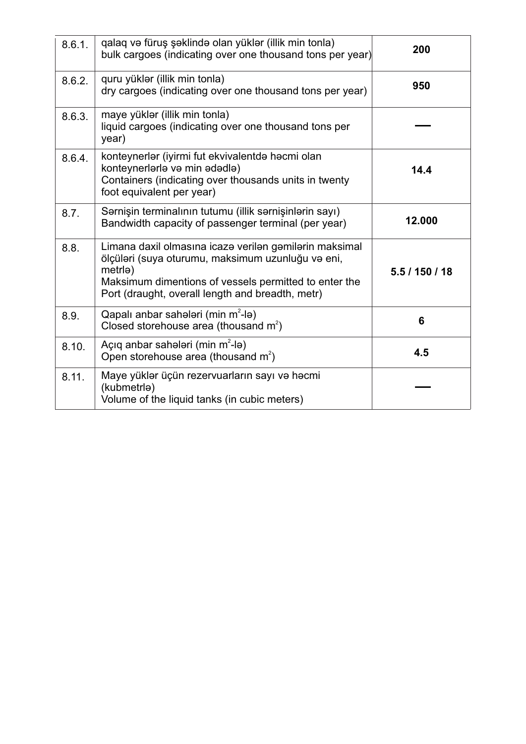| | | |
|---|---|---|
| 8.6.1. | qalaq və füruş şəklində olan yüklər (illik min tonla)<br>bulk cargoes (indicating over one thousand tons per year) | **200** |
| 8.6.2. | quru yüklər (illik min tonla)<br>dry cargoes (indicating over one thousand tons per year) | **950** |
| 8.6.3. | maye yüklər (illik min tonla)<br>liquid cargoes (indicating over one thousand tons per year) | **—** |
| 8.6.4. | konteynerlər (iyirmi fut ekvivalentdə həcmi olan konteynerlərlə və min ədədlə)<br>Containers (indicating over thousands units in twenty foot equivalent per year) | **14.4** |
| 8.7. | Sərnişin terminalının tutumu (illik sərnişinlərin sayı)<br>Bandwidth capacity of passenger terminal (per year) | **12.000** |
| 8.8. | Limana daxil olmasına icazə verilən gəmilərin maksimal ölçüləri (suya oturumu, maksimum uzunluğu və eni, metrlə)<br>Maksimum dimentions of vessels permitted to enter the Port (draught, overall length and breadth, metr) | **5.5 / 150 / 18** |
| 8.9. | Qapalı anbar sahələri (min $m^2$-lə)<br>Closed storehouse area (thousand $m^2$) | **6** |
| 8.10. | Açıq anbar sahələri (min $m^2$-lə)<br>Open storehouse area (thousand $m^2$) | **4.5** |
| 8.11. | Maye yüklər üçün rezervuarların sayı və həcmi (kubmetrlə)<br>Volume of the liquid tanks (in cubic meters) | **—** |